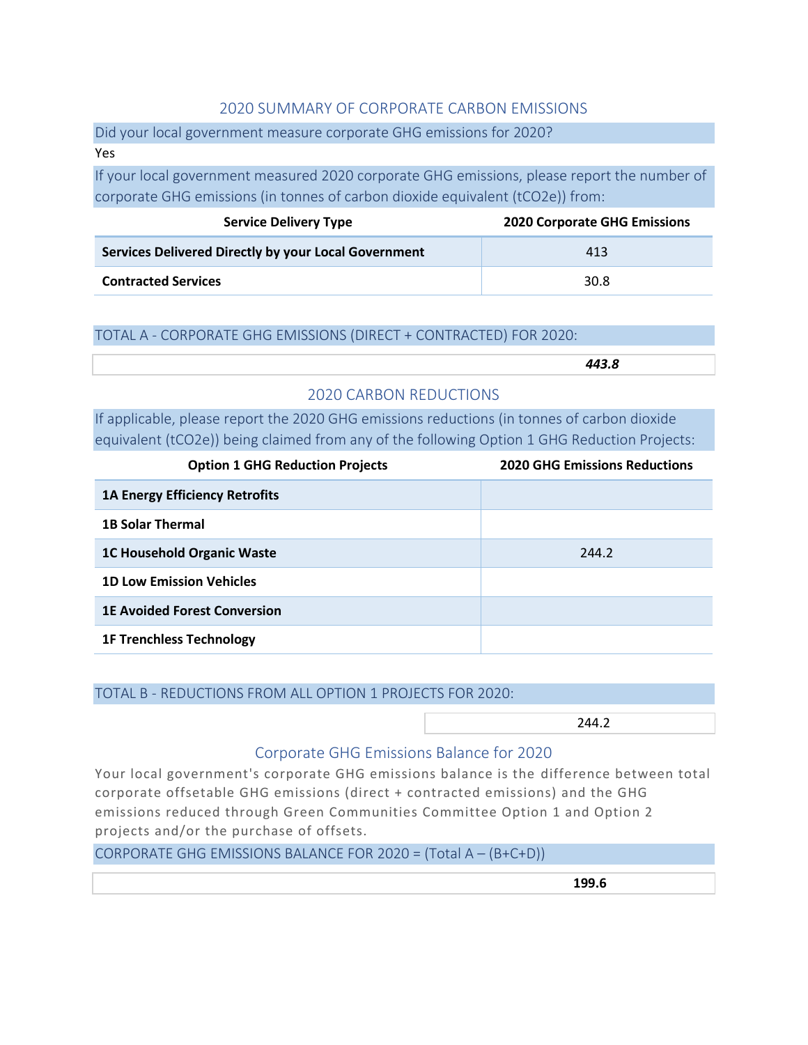## 2020 SUMMARY OF CORPORATE CARBON EMISSIONS

Did your local government measure corporate GHG emissions for 2020?

Yes

If your local government measured 2020 corporate GHG emissions, please report the number of corporate GHG emissions (in tonnes of carbon dioxide equivalent (tCO2e)) from:

| Service Delivery Type | 2020 Corporate GHG Emissions |
|---|---|
| **Services Delivered Directly by your Local Government** | 413 |
| **Contracted Services** | 30.8 |

TOTAL A - CORPORATE GHG EMISSIONS (DIRECT + CONTRACTED) FOR 2020:

***443.8***

## 2020 CARBON REDUCTIONS

If applicable, please report the 2020 GHG emissions reductions (in tonnes of carbon dioxide equivalent (tCO2e)) being claimed from any of the following Option 1 GHG Reduction Projects:

| Option 1 GHG Reduction Projects | 2020 GHG Emissions Reductions |
|---|---|
| **1A Energy Efficiency Retrofits** | |
| **1B Solar Thermal** | |
| **1C Household Organic Waste** | 244.2 |
| **1D Low Emission Vehicles** | |
| **1E Avoided Forest Conversion** | |
| **1F Trenchless Technology** | |

TOTAL B - REDUCTIONS FROM ALL OPTION 1 PROJECTS FOR 2020:

244.2

## Corporate GHG Emissions Balance for 2020

Your local government's corporate GHG emissions balance is the difference between total corporate offsetable GHG emissions (direct + contracted emissions) and the GHG emissions reduced through Green Communities Committee Option 1 and Option 2 projects and/or the purchase of offsets.

CORPORATE GHG EMISSIONS BALANCE FOR 2020 = (Total A – (B+C+D))

**199.6**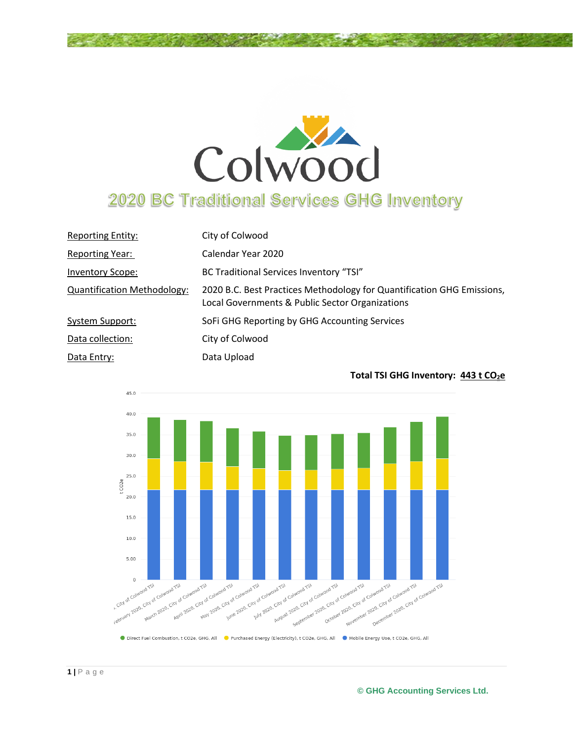Colwood

# 2020 BC Traditional Services GHG Inventory

| | |
|---|---|
| Reporting Entity: | City of Colwood |
| Reporting Year: | Calendar Year 2020 |
| Inventory Scope: | BC Traditional Services Inventory "TSI" |
| Quantification Methodology: | 2020 B.C. Best Practices Methodology for Quantification GHG Emissions, Local Governments & Public Sector Organizations |
| System Support: | SoFi GHG Reporting by GHG Accounting Services |
| Data collection: | City of Colwood |
| Data Entry: | Data Upload |

**Total TSI GHG Inventory: 443 t $CO_2e$**

45.0
40.0
35.0
30.0
25.0
20.0
15.0
10.0
5.00
0

t CO2e

, City of Colwood TSI
February 2020, City of Colwood TSI
March 2020, City of Colwood TSI
April 2020, City of Colwood TSI
May 2020, City of Colwood TSI
June 2020, City of Colwood TSI
July 2020, City of Colwood TSI
August 2020, City of Colwood TSI
September 2020, City of Colwood TSI
October 2020, City of Colwood TSI
November 2020, City of Colwood TSI
December 2020, City of Colwood TSI

Direct Fuel Combustion, t CO2e, GHG, All
Purchased Energy (Electricity), t CO2e, GHG, All
Mobile Energy Use, t CO2e, GHG, All

© GHG Accounting Services Ltd.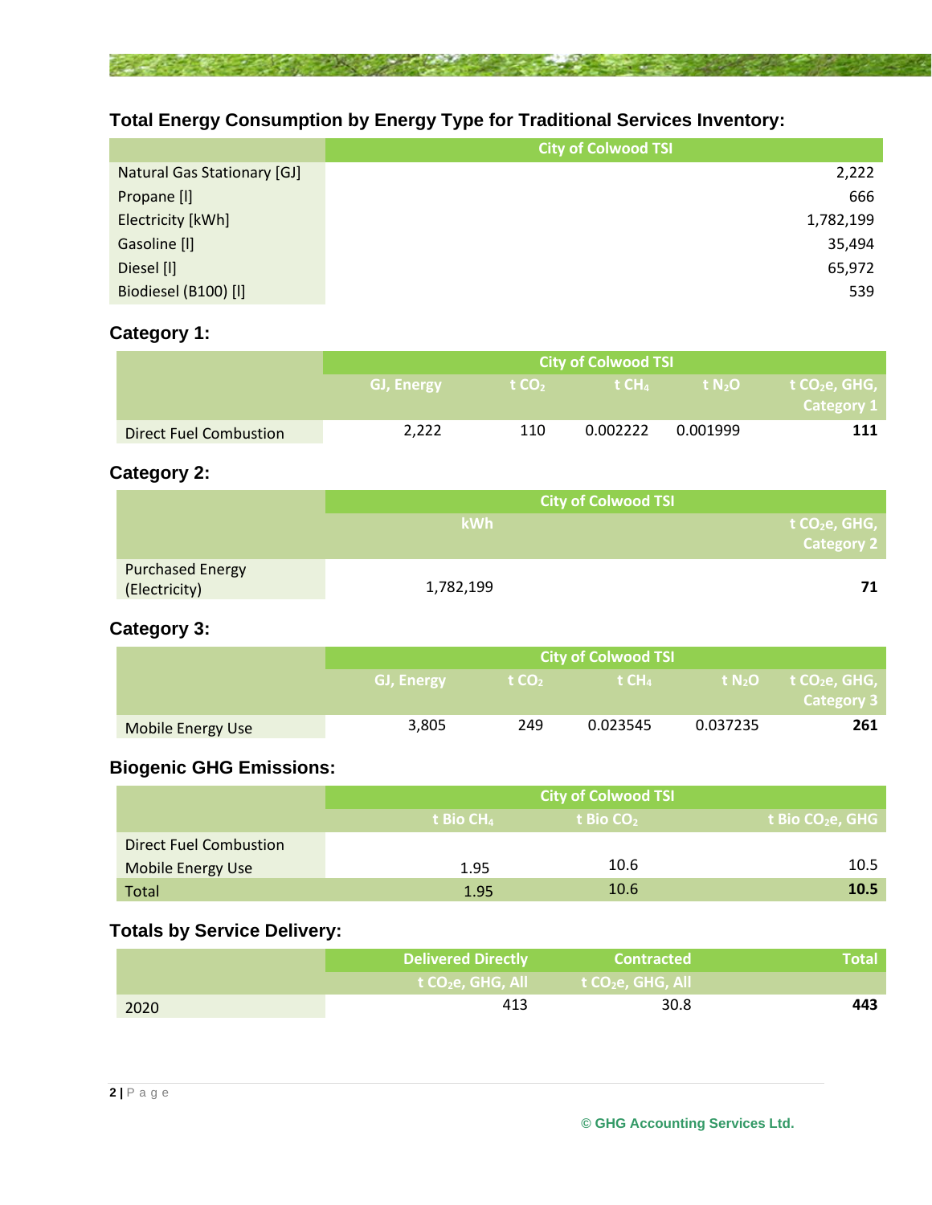## Total Energy Consumption by Energy Type for Traditional Services Inventory:

| | City of Colwood TSI |
|---|---|
| Natural Gas Stationary [GJ] | 2,222 |
| Propane [l] | 666 |
| Electricity [kWh] | 1,782,199 |
| Gasoline [l] | 35,494 |
| Diesel [l] | 65,972 |
| Biodiesel (B100) [l] | 539 |

## Category 1:

| | City of Colwood TSI | | | | |
|---|---|---|---|---|---|
| | GJ, Energy | t $CO_2$ | t $CH_4$ | t $N_2O$ | t $CO_2e$, GHG, Category 1 |
| Direct Fuel Combustion | 2,222 | 110 | 0.002222 | 0.001999 | **111** |

## Category 2:

| | City of Colwood TSI | |
|---|---|---|
| | kWh | t $CO_2e$, GHG, Category 2 |
| Purchased Energy (Electricity) | 1,782,199 | **71** |

## Category 3:

| | City of Colwood TSI | | | | |
|---|---|---|---|---|---|
| | GJ, Energy | t $CO_2$ | t $CH_4$ | t $N_2O$ | t $CO_2e$, GHG, Category 3 |
| Mobile Energy Use | 3,805 | 249 | 0.023545 | 0.037235 | **261** |

## Biogenic GHG Emissions:

| | City of Colwood TSI | | |
|---|---|---|---|
| | t Bio $CH_4$ | t Bio $CO_2$ | t Bio $CO_2e$, GHG |
| Direct Fuel Combustion | | | |
| Mobile Energy Use | 1.95 | 10.6 | 10.5 |
| Total | 1.95 | 10.6 | **10.5** |

## Totals by Service Delivery:

| | Delivered Directly | Contracted | Total |
|---|---|---|---|
| | t $CO_2e$, GHG, All | t $CO_2e$, GHG, All | |
| 2020 | 413 | 30.8 | **443** |

© GHG Accounting Services Ltd.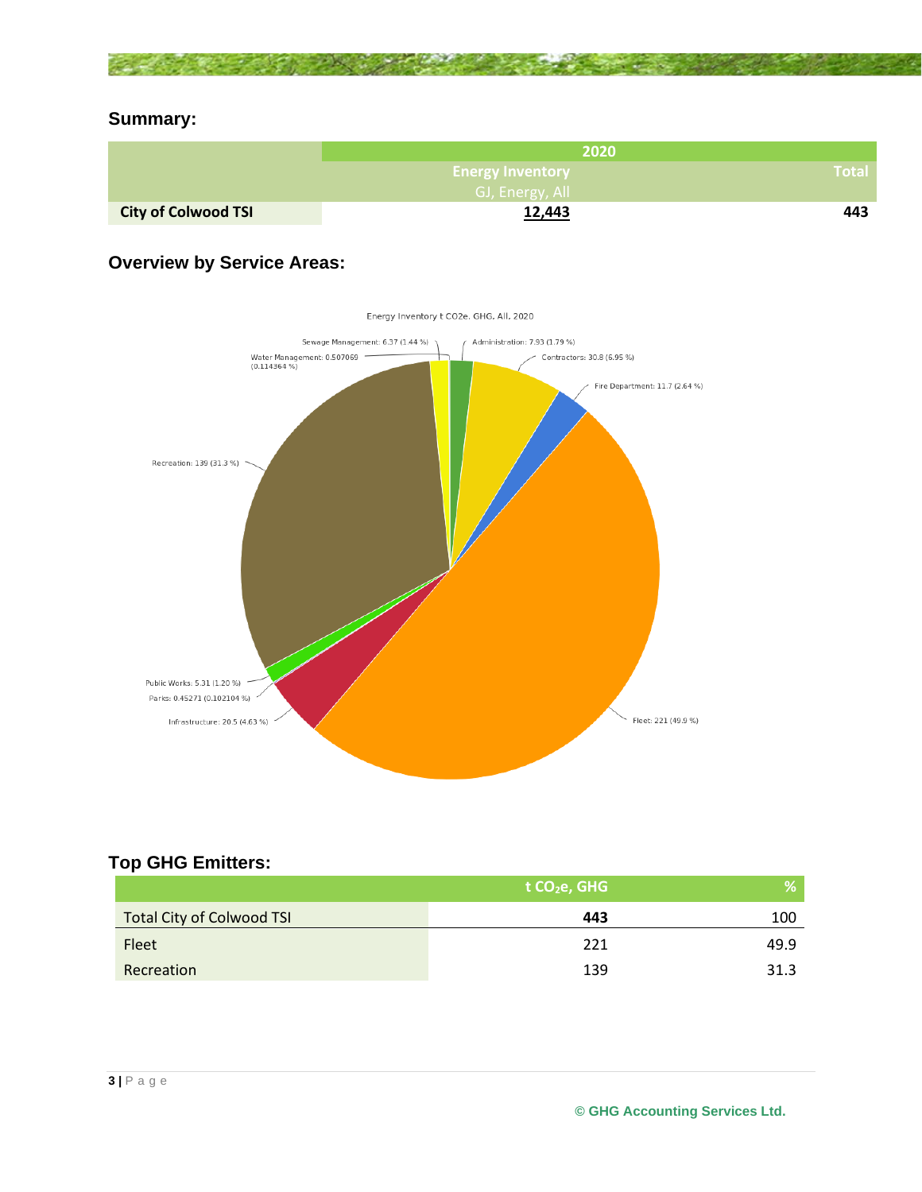## Summary:

| | 2020 | |
|---|---|---|
| | Energy Inventory<br>GJ, Energy, All | Total |
| **City of Colwood TSI** | **12,443** | **443** |

## Overview by Service Areas:

Energy Inventory t CO2e, GHG, All, 2020

Sewage Management: 6.37 (1.44 %)

Administration: 7.93 (1.79 %)

Water Management: 0.507069 (0.114364 %)

Contractors: 30.8 (6.95 %)

Fire Department: 11.7 (2.64 %)

Recreation: 139 (31.3 %)

Public Works: 5.31 (1.20 %)

Parks: 0.45271 (0.102104 %)

Infrastructure: 20.5 (4.63 %)

Fleet: 221 (49.9 %)

## Top GHG Emitters:

| | t $CO_2$e, GHG | % |
|---|---|---|
| Total City of Colwood TSI | **443** | 100 |
| Fleet | 221 | 49.9 |
| Recreation | 139 | 31.3 |

© GHG Accounting Services Ltd.